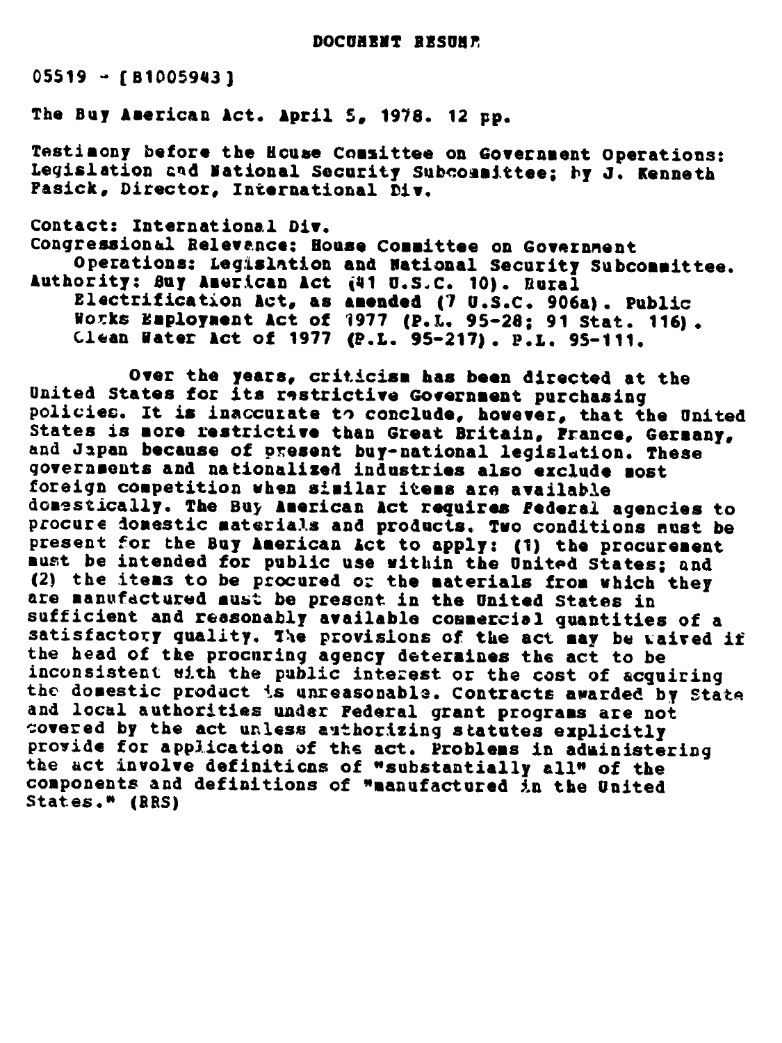# DOCUMENT RESUME

05519 - [B1005943]

The Buy American Act. April 5, 1978. 12 pp.

Testimony before the House Committee on Government Operations: Legislation and National Security Subcommittee; by J. Kenneth Fasick, Director, International Div.

Contact: International Div.
Congressional Relevance: House Committee on Government Operations: Legislation and National Security Subcommittee.
Authority: Buy American Act (41 U.S.C. 10). Rural Electrification Act, as amended (7 U.S.C. 906a). Public Works Employment Act of 1977 (P.L. 95-28; 91 Stat. 116). Clean Water Act of 1977 (P.L. 95-217). P.L. 95-111.

Over the years, criticism has been directed at the United States for its restrictive Government purchasing policies. It is inaccurate to conclude, however, that the United States is more restrictive than Great Britain, France, Germany, and Japan because of present buy-national legislation. These governments and nationalized industries also exclude most foreign competition when similar items are available domestically. The Buy American Act requires Federal agencies to procure domestic materials and products. Two conditions must be present for the Buy American Act to apply: (1) the procurement must be intended for public use within the United States; and (2) the items to be procured or the materials from which they are manufactured must be present in the United States in sufficient and reasonably available commercial quantities of a satisfactory quality. The provisions of the act may be waived if the head of the procuring agency determines the act to be inconsistent with the public interest or the cost of acquiring the domestic product is unreasonable. Contracts awarded by State and local authorities under Federal grant programs are not covered by the act unless authorizing statutes explicitly provide for application of the act. Problems in administering the act involve definitions of "substantially all" of the components and definitions of "manufactured in the United States." (RRS)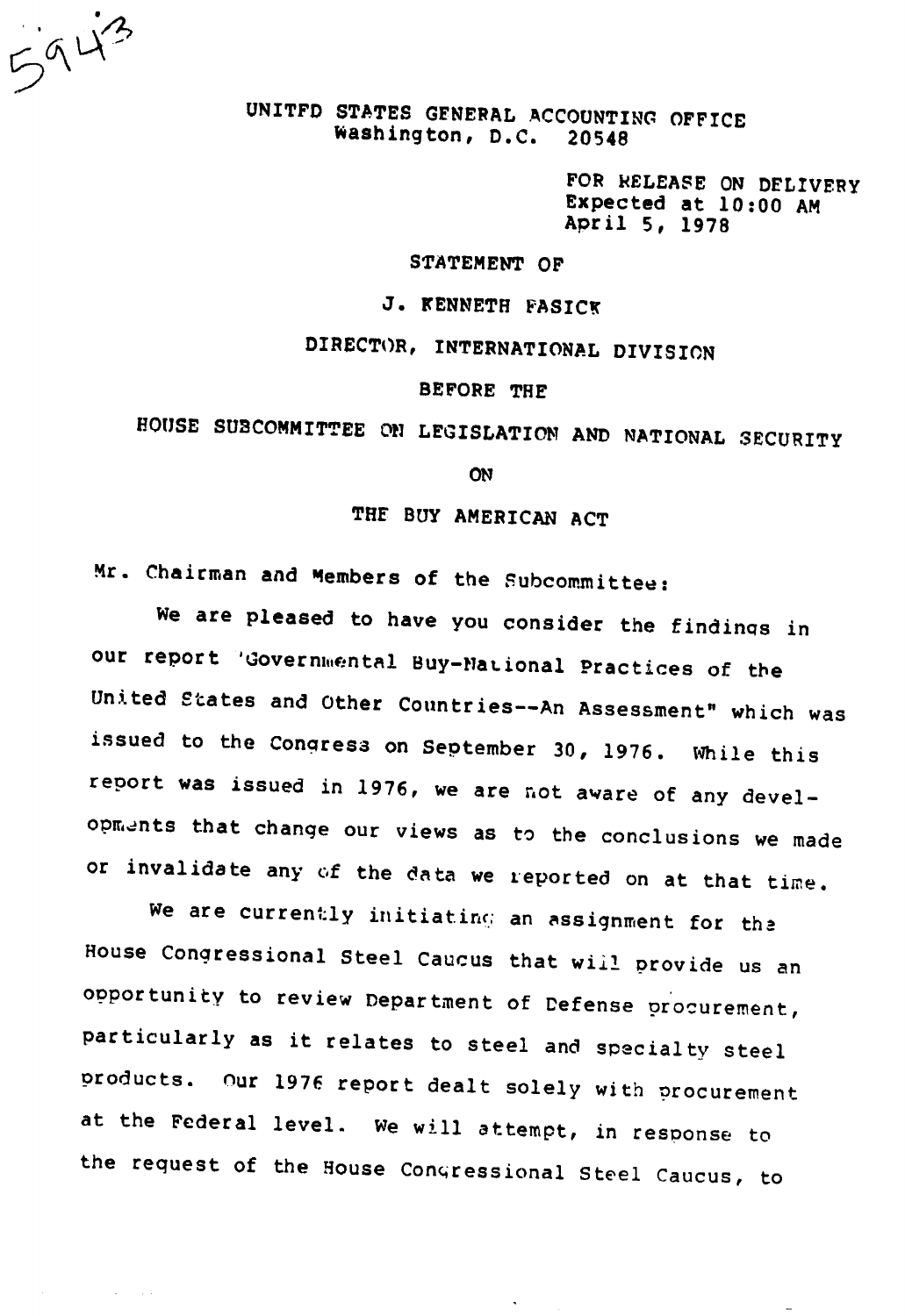5943

UNITFD STATES GENERAL ACCOUNTING OFFICE
Washington, D.C. 20548

FOR RELEASE ON DELIVERY
Expected at 10:00 AM
April 5, 1978

STATEMENT OF

J. KENNETH FASICK

DIRECTOR, INTERNATIONAL DIVISION

BEFORE THE

HOUSE SUBCOMMITTEE ON LEGISLATION AND NATIONAL SECURITY

ON

THE BUY AMERICAN ACT

Mr. Chairman and Members of the Subcommittee:

We are pleased to have you consider the findings in our report "Governmental Buy-National Practices of the United States and Other Countries--An Assessment" which was issued to the Congress on September 30, 1976. While this report was issued in 1976, we are not aware of any developments that change our views as to the conclusions we made or invalidate any of the data we reported on at that time.

We are currently initiating an assignment for the House Congressional Steel Caucus that will provide us an opportunity to review Department of Defense procurement, particularly as it relates to steel and specialty steel products. Our 1976 report dealt solely with procurement at the Federal level. We will attempt, in response to the request of the House Congressional Steel Caucus, to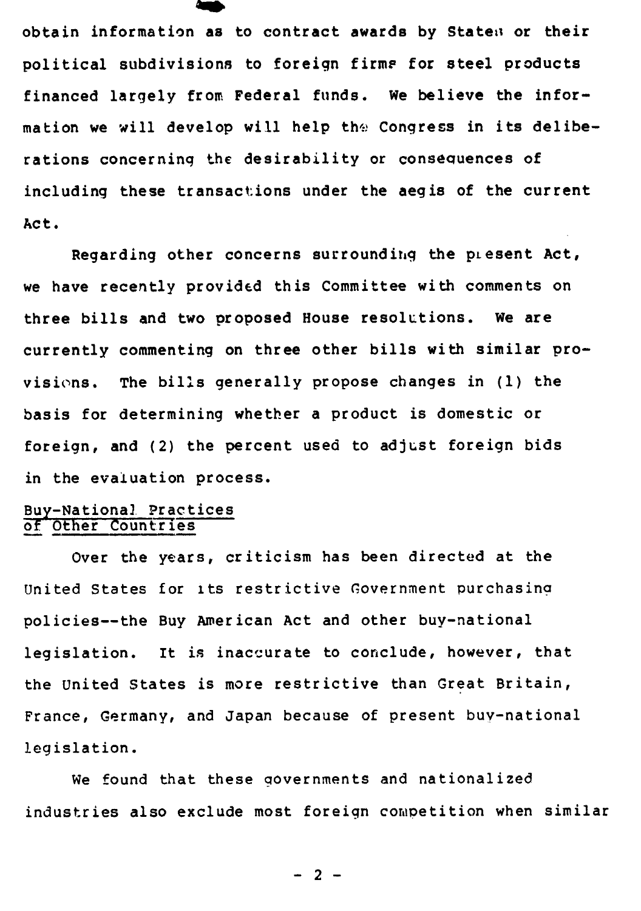obtain information as to contract awards by States or their political subdivisions to foreign firms for steel products financed largely from Federal funds. We believe the information we will develop will help the Congress in its deliberations concerning the desirability or consequences of including these transactions under the aegis of the current Act.

Regarding other concerns surrounding the present Act, we have recently provided this Committee with comments on three bills and two proposed House resolutions. We are currently commenting on three other bills with similar provisions. The bills generally propose changes in (1) the basis for determining whether a product is domestic or foreign, and (2) the percent used to adjust foreign bids in the evaluation process.

## Buy-National Practices of Other Countries

Over the years, criticism has been directed at the United States for its restrictive Government purchasing policies--the Buy American Act and other buy-national legislation. It is inaccurate to conclude, however, that the United States is more restrictive than Great Britain, France, Germany, and Japan because of present buy-national legislation.

We found that these governments and nationalized industries also exclude most foreign competition when similar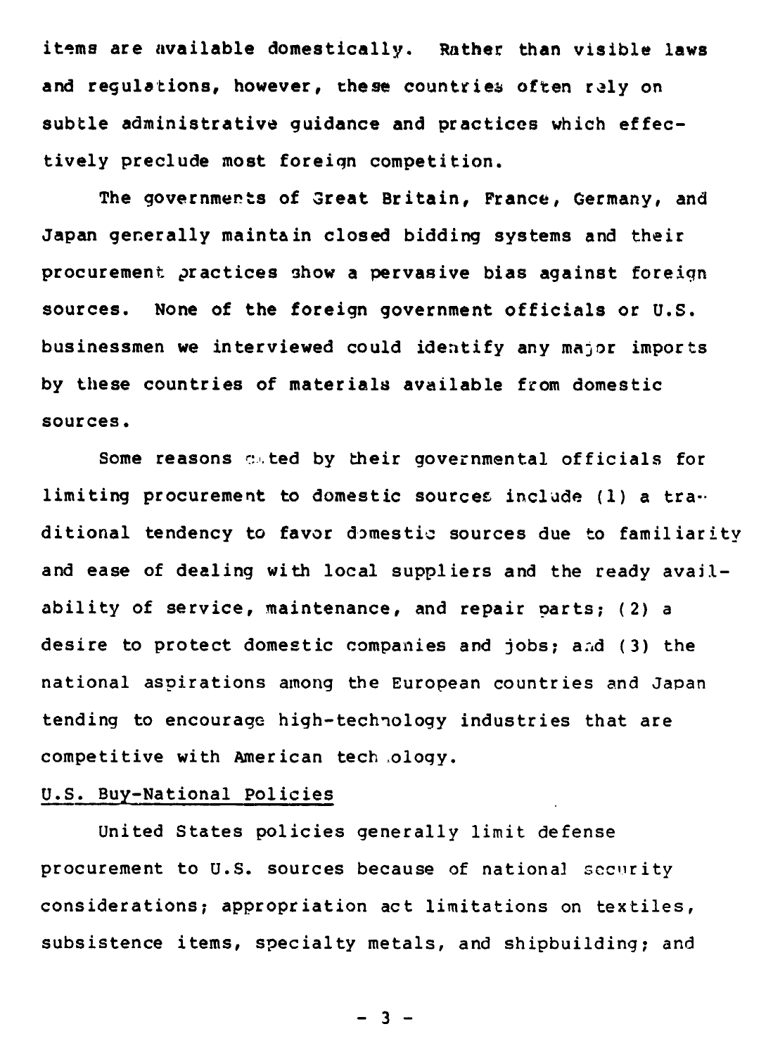items are available domestically. Rather than visible laws and regulations, however, these countries often rely on subtle administrative guidance and practices which effectively preclude most foreign competition.

The governments of Great Britain, France, Germany, and Japan generally maintain closed bidding systems and their procurement practices show a pervasive bias against foreign sources. None of the foreign government officials or U.S. businessmen we interviewed could identify any major imports by these countries of materials available from domestic sources.

Some reasons cited by their governmental officials for limiting procurement to domestic sources include (1) a traditional tendency to favor domestic sources due to familiarity and ease of dealing with local suppliers and the ready availability of service, maintenance, and repair parts; (2) a desire to protect domestic companies and jobs; and (3) the national aspirations among the European countries and Japan tending to encourage high-technology industries that are competitive with American technology.

## U.S. Buy-National Policies

United States policies generally limit defense procurement to U.S. sources because of national security considerations; appropriation act limitations on textiles, subsistence items, specialty metals, and shipbuilding; and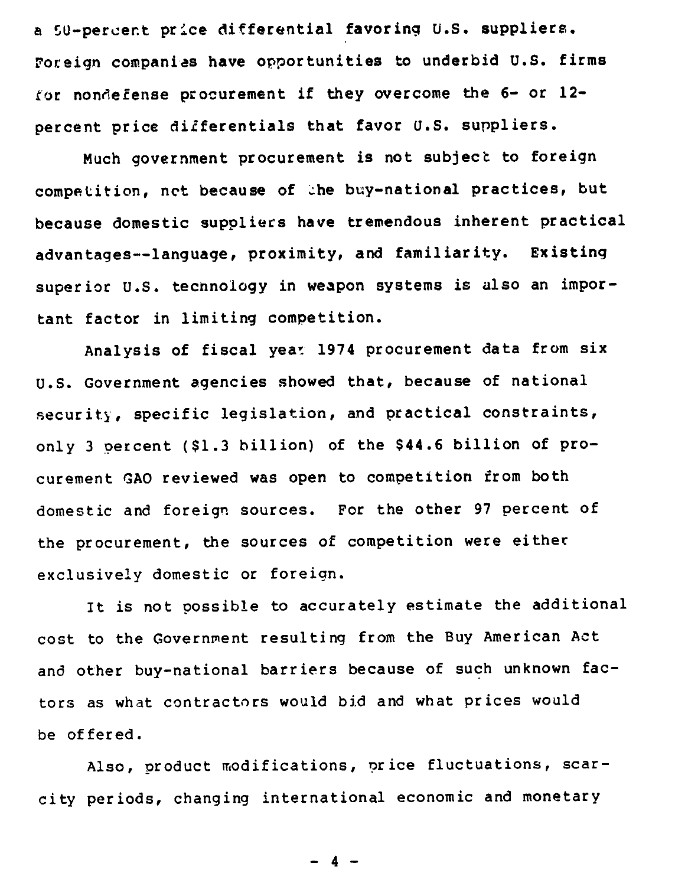a 50-percent price differential favoring U.S. suppliers. Foreign companies have opportunities to underbid U.S. firms for nondefense procurement if they overcome the 6- or 12-percent price differentials that favor U.S. suppliers.

Much government procurement is not subject to foreign competition, not because of the buy-national practices, but because domestic suppliers have tremendous inherent practical advantages--language, proximity, and familiarity. Existing superior U.S. technology in weapon systems is also an important factor in limiting competition.

Analysis of fiscal year 1974 procurement data from six U.S. Government agencies showed that, because of national security, specific legislation, and practical constraints, only 3 percent ($1.3 billion) of the $44.6 billion of procurement GAO reviewed was open to competition from both domestic and foreign sources. For the other 97 percent of the procurement, the sources of competition were either exclusively domestic or foreign.

It is not possible to accurately estimate the additional cost to the Government resulting from the Buy American Act and other buy-national barriers because of such unknown factors as what contractors would bid and what prices would be offered.

Also, product modifications, price fluctuations, scarcity periods, changing international economic and monetary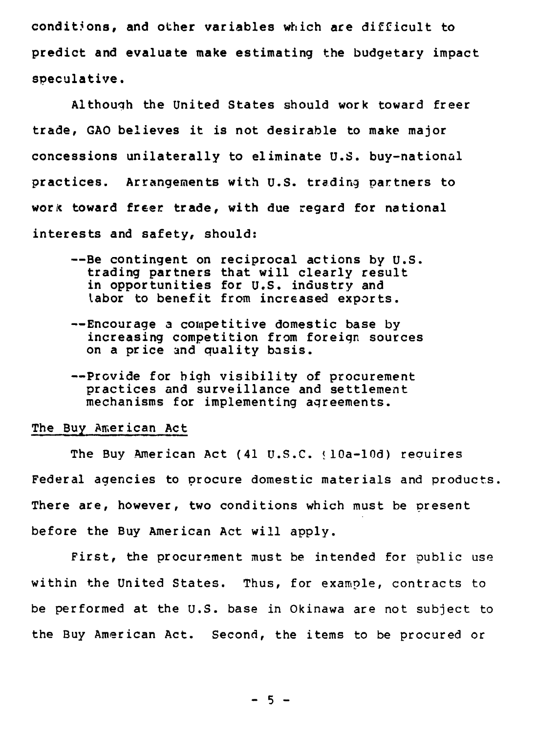conditions, and other variables which are difficult to predict and evaluate make estimating the budgetary impact speculative.

Although the United States should work toward freer trade, GAO believes it is not desirable to make major concessions unilaterally to eliminate U.S. buy-national practices. Arrangements with U.S. trading partners to work toward freer trade, with due regard for national interests and safety, should:

- --Be contingent on reciprocal actions by U.S. trading partners that will clearly result in opportunities for U.S. industry and labor to benefit from increased exports.
- --Encourage a competitive domestic base by increasing competition from foreign sources on a price and quality basis.
- --Provide for high visibility of procurement practices and surveillance and settlement mechanisms for implementing agreements.

The Buy American Act

The Buy American Act (41 U.S.C. §10a-10d) requires Federal agencies to procure domestic materials and products. There are, however, two conditions which must be present before the Buy American Act will apply.

First, the procurement must be intended for public use within the United States. Thus, for example, contracts to be performed at the U.S. base in Okinawa are not subject to the Buy American Act. Second, the items to be procured or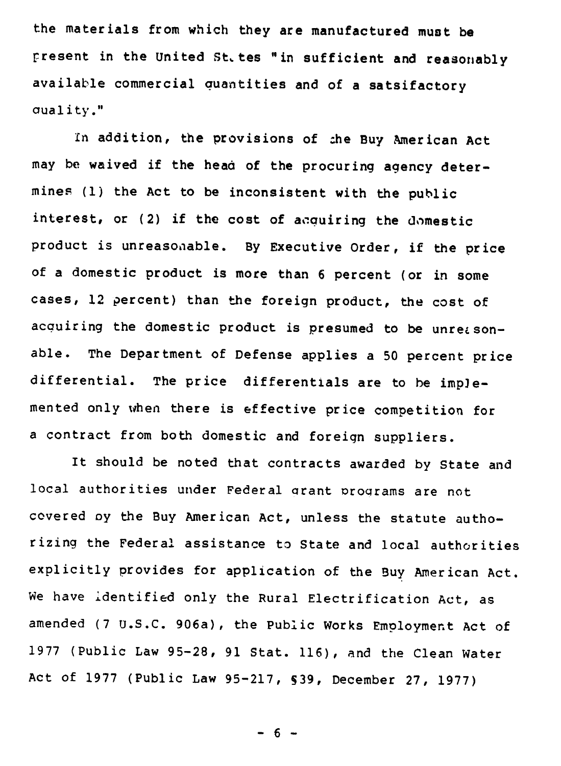the materials from which they are manufactured must be present in the United States "in sufficient and reasonably available commercial quantities and of a satsifactory quality."

In addition, the provisions of the Buy American Act may be waived if the head of the procuring agency determines (1) the Act to be inconsistent with the public interest, or (2) if the cost of acquiring the domestic product is unreasonable. By Executive Order, if the price of a domestic product is more than 6 percent (or in some cases, 12 percent) than the foreign product, the cost of acquiring the domestic product is presumed to be unreasonable. The Department of Defense applies a 50 percent price differential. The price differentials are to be implemented only when there is effective price competition for a contract from both domestic and foreign suppliers.

It should be noted that contracts awarded by State and local authorities under Federal grant programs are not covered by the Buy American Act, unless the statute authorizing the Federal assistance to State and local authorities explicitly provides for application of the Buy American Act. We have identified only the Rural Electrification Act, as amended (7 U.S.C. 906a), the Public Works Employment Act of 1977 (Public Law 95-28, 91 Stat. 116), and the Clean Water Act of 1977 (Public Law 95-217, §39, December 27, 1977)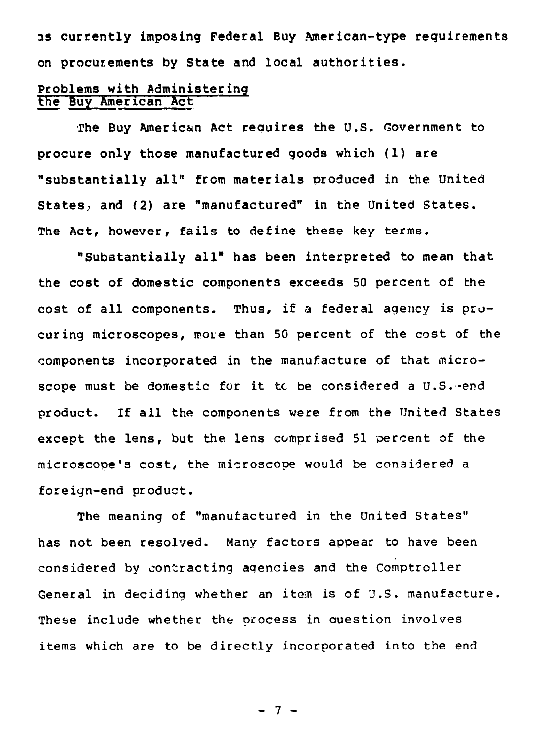as currently imposing Federal Buy American-type requirements on procurements by State and local authorities.

## Problems with Administering the Buy American Act

The Buy American Act requires the U.S. Government to procure only those manufactured goods which (1) are "substantially all" from materials produced in the United States, and (2) are "manufactured" in the United States. The Act, however, fails to define these key terms.

"Substantially all" has been interpreted to mean that the cost of domestic components exceeds 50 percent of the cost of all components. Thus, if a federal agency is procuring microscopes, more than 50 percent of the cost of the components incorporated in the manufacture of that microscope must be domestic for it to be considered a U.S.-end product. If all the components were from the United States except the lens, but the lens comprised 51 percent of the microscope's cost, the microscope would be considered a foreign-end product.

The meaning of "manufactured in the United States" has not been resolved. Many factors appear to have been considered by contracting agencies and the Comptroller General in deciding whether an item is of U.S. manufacture. These include whether the process in question involves items which are to be directly incorporated into the end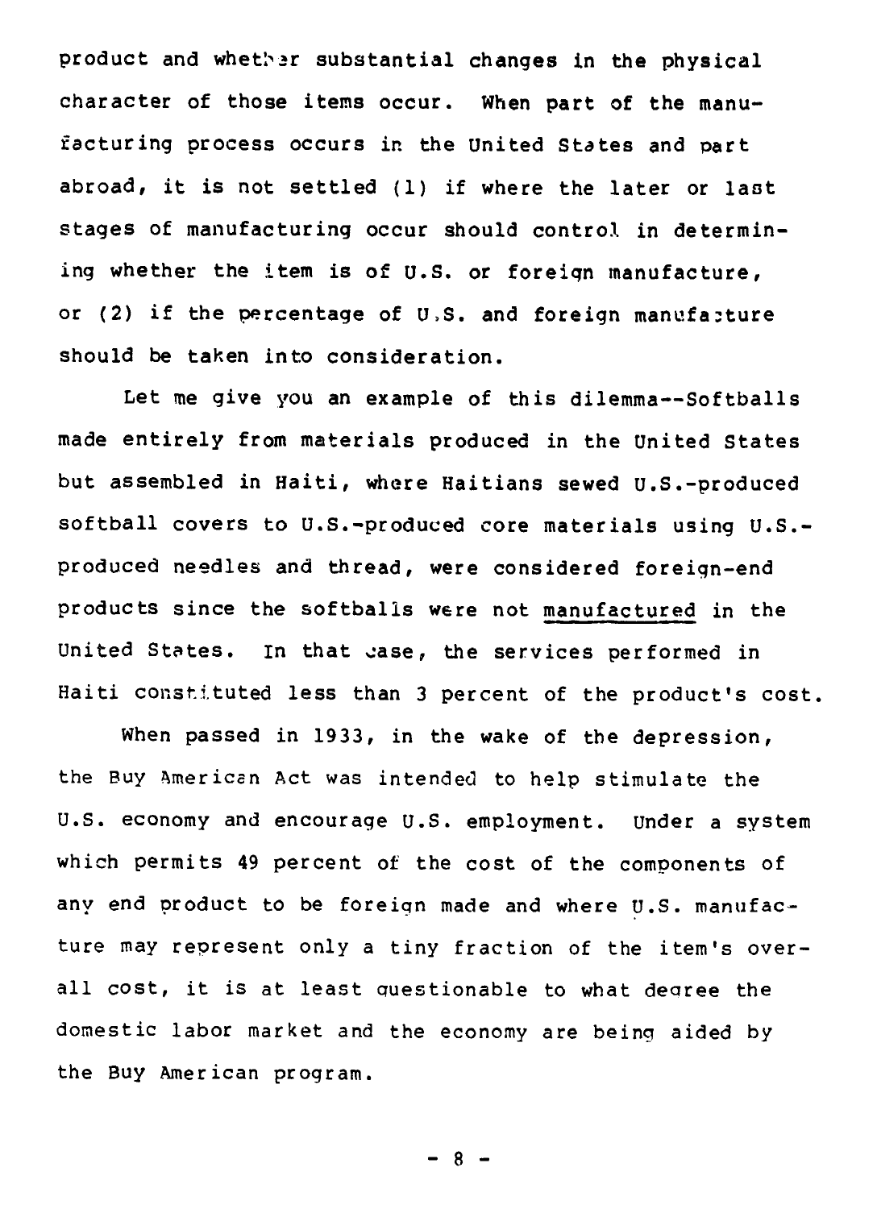product and whether substantial changes in the physical character of those items occur. When part of the manufacturing process occurs in the United States and part abroad, it is not settled (1) if where the later or last stages of manufacturing occur should control in determining whether the item is of U.S. or foreign manufacture, or (2) if the percentage of U.S. and foreign manufacture should be taken into consideration.

Let me give you an example of this dilemma--Softballs made entirely from materials produced in the United States but assembled in Haiti, where Haitians sewed U.S.-produced softball covers to U.S.-produced core materials using U.S.-produced needles and thread, were considered foreign-end products since the softballs were not <u>manufactured</u> in the United States. In that case, the services performed in Haiti constituted less than 3 percent of the product's cost.

When passed in 1933, in the wake of the depression, the Buy American Act was intended to help stimulate the U.S. economy and encourage U.S. employment. Under a system which permits 49 percent of the cost of the components of any end product to be foreign made and where U.S. manufacture may represent only a tiny fraction of the item's overall cost, it is at least questionable to what degree the domestic labor market and the economy are being aided by the Buy American program.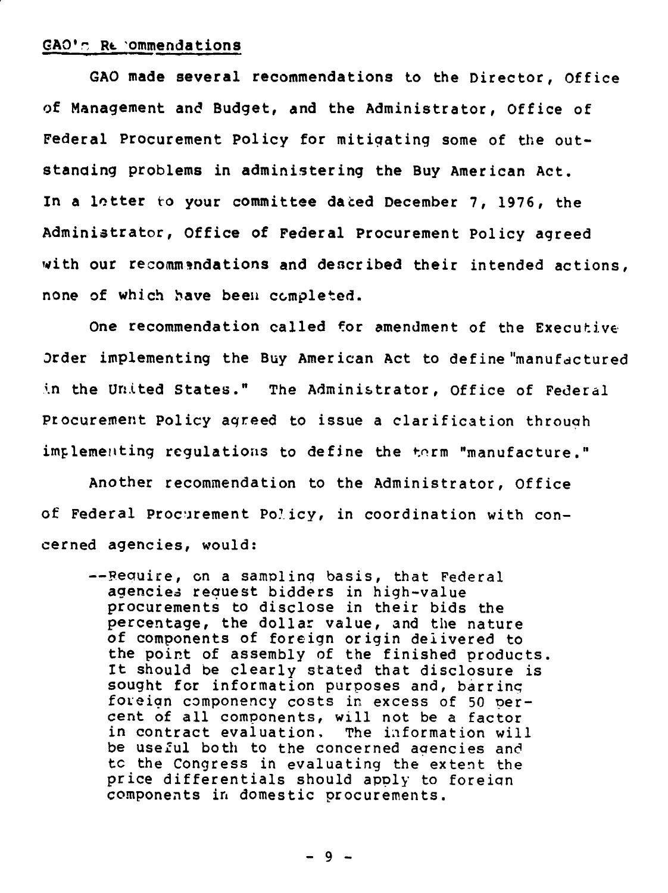## GAO's Recommendations

GAO made several recommendations to the Director, Office of Management and Budget, and the Administrator, Office of Federal Procurement Policy for mitigating some of the outstanding problems in administering the Buy American Act. In a letter to your committee dated December 7, 1976, the Administrator, Office of Federal Procurement Policy agreed with our recommendations and described their intended actions, none of which have been completed.

One recommendation called for amendment of the Executive Order implementing the Buy American Act to define "manufactured in the United States." The Administrator, Office of Federal Procurement Policy agreed to issue a clarification through implementing regulations to define the term "manufacture."

Another recommendation to the Administrator, Office of Federal Procurement Policy, in coordination with concerned agencies, would:

> --Require, on a sampling basis, that Federal agencies request bidders in high-value procurements to disclose in their bids the percentage, the dollar value, and the nature of components of foreign origin delivered to the point of assembly of the finished products. It should be clearly stated that disclosure is sought for information purposes and, barring foreign componency costs in excess of 50 percent of all components, will not be a factor in contract evaluation. The information will be useful both to the concerned agencies and to the Congress in evaluating the extent the price differentials should apply to foreign components in domestic procurements.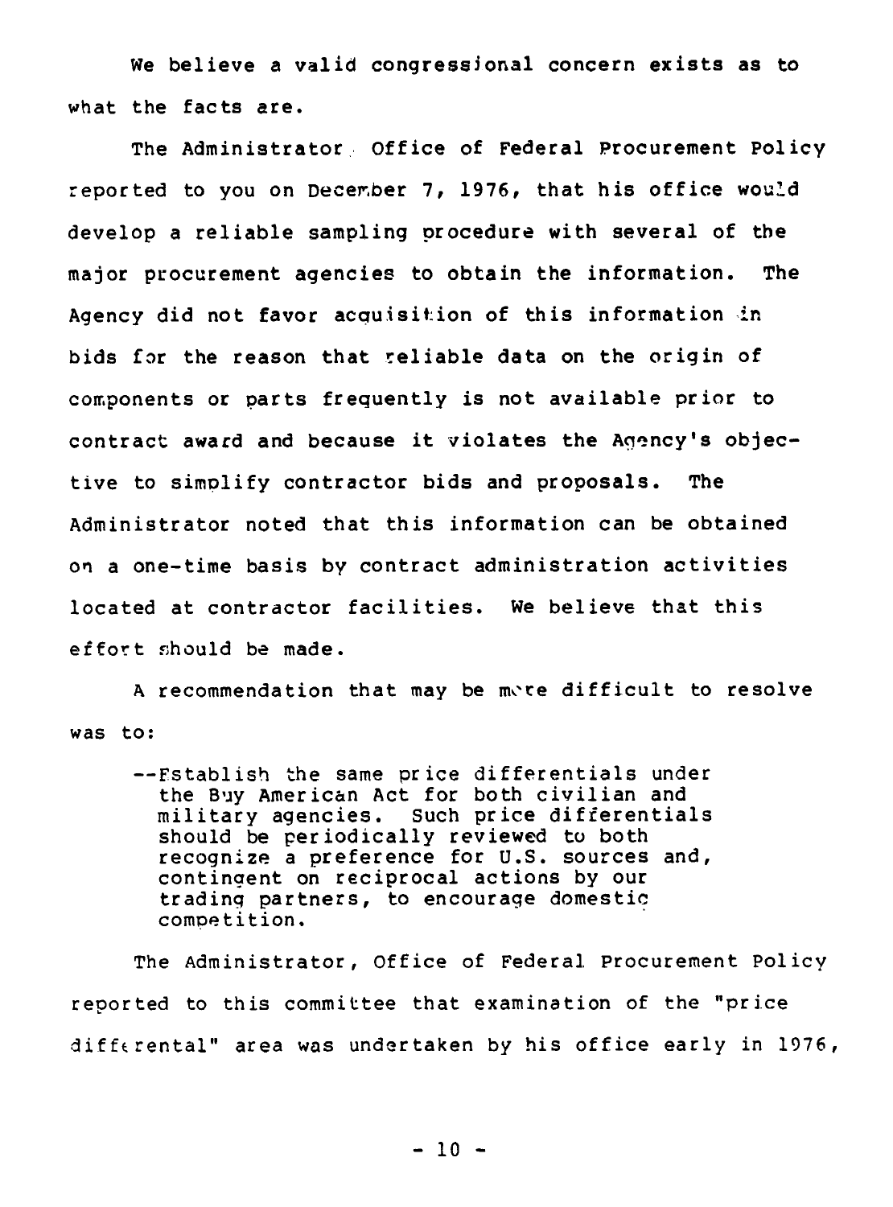We believe a valid congressional concern exists as to what the facts are.

The Administrator, Office of Federal Procurement Policy reported to you on December 7, 1976, that his office would develop a reliable sampling procedure with several of the major procurement agencies to obtain the information. The Agency did not favor acquisition of this information in bids for the reason that reliable data on the origin of components or parts frequently is not available prior to contract award and because it violates the Agency's objective to simplify contractor bids and proposals. The Administrator noted that this information can be obtained on a one-time basis by contract administration activities located at contractor facilities. We believe that this effort should be made.

A recommendation that may be more difficult to resolve was to:

> --Establish the same price differentials under the Buy American Act for both civilian and military agencies. Such price differentials should be periodically reviewed to both recognize a preference for U.S. sources and, contingent on reciprocal actions by our trading partners, to encourage domestic competition.

The Administrator, Office of Federal Procurement Policy reported to this committee that examination of the "price differental" area was undertaken by his office early in 1976,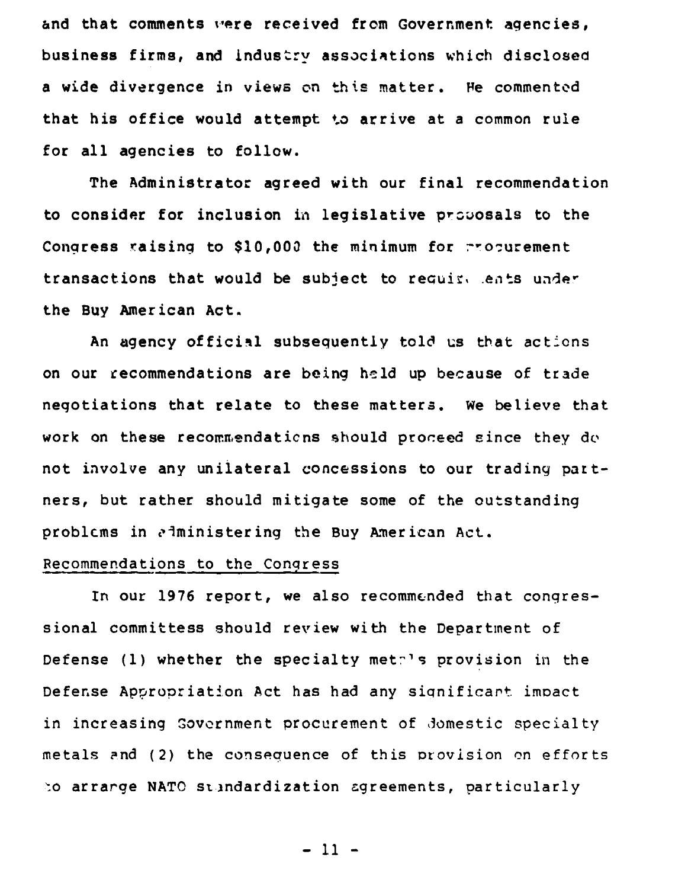and that comments were received from Government agencies, business firms, and industry associations which disclosed a wide divergence in views on this matter. He commented that his office would attempt to arrive at a common rule for all agencies to follow.

The Administrator agreed with our final recommendation to consider for inclusion in legislative proposals to the Congress raising to $10,000 the minimum for procurement transactions that would be subject to requirements under the Buy American Act.

An agency official subsequently told us that actions on our recommendations are being held up because of trade negotiations that relate to these matters. We believe that work on these recommendations should proceed since they do not involve any unilateral concessions to our trading partners, but rather should mitigate some of the outstanding problems in administering the Buy American Act.

Recommendations to the Congress

In our 1976 report, we also recommended that congressional committess should review with the Department of Defense (1) whether the specialty metals provision in the Defense Appropriation Act has had any significant impact in increasing Government procurement of domestic specialty metals and (2) the consequence of this provision on efforts to arrange NATO standardization agreements, particularly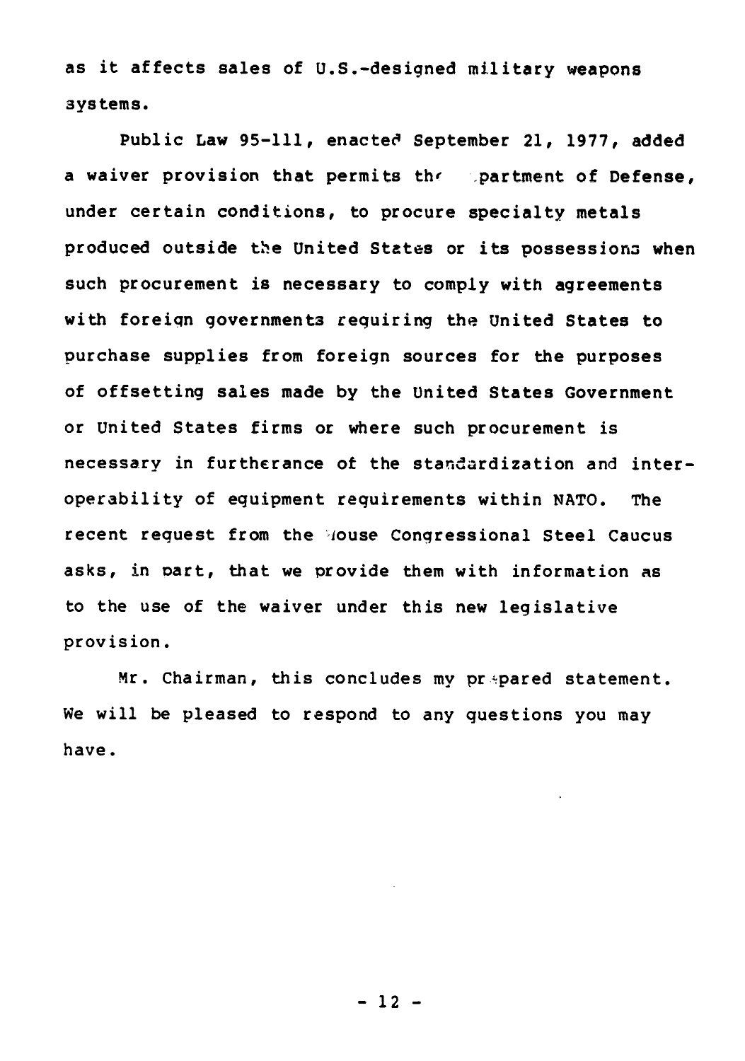as it affects sales of U.S.-designed military weapons systems.

Public Law 95-111, enacted September 21, 1977, added a waiver provision that permits the Department of Defense, under certain conditions, to procure specialty metals produced outside the United States or its possessions when such procurement is necessary to comply with agreements with foreign governments requiring the United States to purchase supplies from foreign sources for the purposes of offsetting sales made by the United States Government or United States firms or where such procurement is necessary in furtherance of the standardization and interoperability of equipment requirements within NATO. The recent request from the House Congressional Steel Caucus asks, in part, that we provide them with information as to the use of the waiver under this new legislative provision.

Mr. Chairman, this concludes my prepared statement. We will be pleased to respond to any questions you may have.